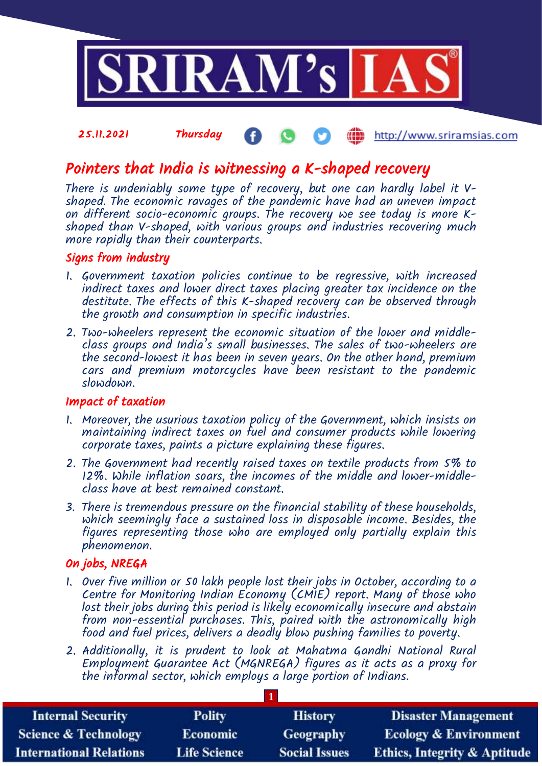25.11.2021 Thursday http://www.sriramsias.com

# Pointers that India is witnessing a K-shaped recovery

There is undeniably some type of recovery, but one can hardly label it V-shaped. The economic ravages of the pandemic have had an uneven impact on different socio-economic groups. The recovery we see today is more K-shaped than V-shaped, with various groups and industries recovering much more rapidly than their counterparts.

## Signs from industry

1. Government taxation policies continue to be regressive, with increased indirect taxes and lower direct taxes placing greater tax incidence on the destitute. The effects of this K-shaped recovery can be observed through the growth and consumption in specific industries.
2. Two-wheelers represent the economic situation of the lower and middle-class groups and India's small businesses. The sales of two-wheelers are the second-lowest it has been in seven years. On the other hand, premium cars and premium motorcycles have been resistant to the pandemic slowdown.

## Impact of taxation

1. Moreover, the usurious taxation policy of the Government, which insists on maintaining indirect taxes on fuel and consumer products while lowering corporate taxes, paints a picture explaining these figures.
2. The Government had recently raised taxes on textile products from 5% to 12%. While inflation soars, the incomes of the middle and lower-middle-class have at best remained constant.
3. There is tremendous pressure on the financial stability of these households, which seemingly face a sustained loss in disposable income. Besides, the figures representing those who are employed only partially explain this phenomenon.

## On jobs, NREGA

1. Over five million or 50 lakh people lost their jobs in October, according to a Centre for Monitoring Indian Economy (CMIE) report. Many of those who lost their jobs during this period is likely economically insecure and abstain from non-essential purchases. This, paired with the astronomically high food and fuel prices, delivers a deadly blow pushing families to poverty.
2. Additionally, it is prudent to look at Mahatma Gandhi National Rural Employment Guarantee Act (MGNREGA) figures as it acts as a proxy for the informal sector, which employs a large portion of Indians.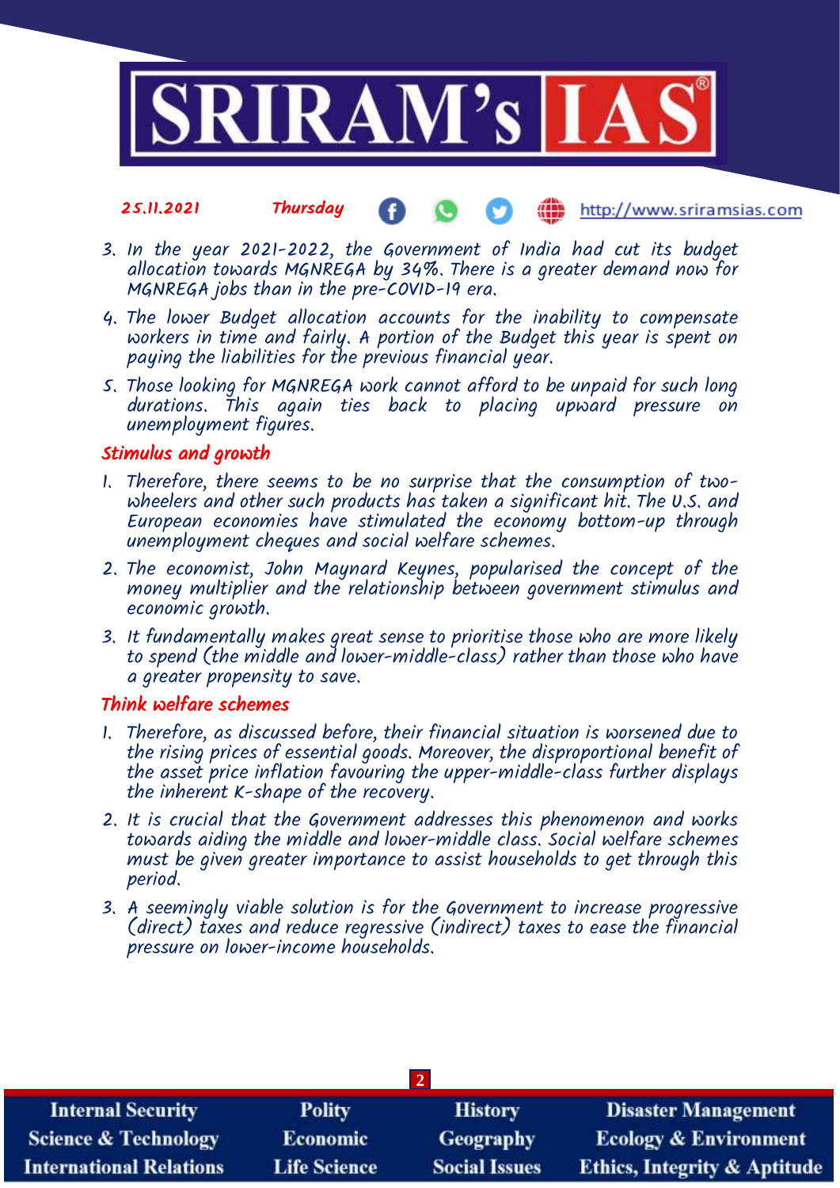3. In the year 2021-2022, the Government of India had cut its budget allocation towards MGNREGA by 34%. There is a greater demand now for MGNREGA jobs than in the pre-COVID-19 era.
4. The lower Budget allocation accounts for the inability to compensate workers in time and fairly. A portion of the Budget this year is spent on paying the liabilities for the previous financial year.
5. Those looking for MGNREGA work cannot afford to be unpaid for such long durations. This again ties back to placing upward pressure on unemployment figures.

### Stimulus and growth

1. Therefore, there seems to be no surprise that the consumption of two-wheelers and other such products has taken a significant hit. The U.S. and European economies have stimulated the economy bottom-up through unemployment cheques and social welfare schemes.
2. The economist, John Maynard Keynes, popularised the concept of the money multiplier and the relationship between government stimulus and economic growth.
3. It fundamentally makes great sense to prioritise those who are more likely to spend (the middle and lower-middle-class) rather than those who have a greater propensity to save.

### Think welfare schemes

1. Therefore, as discussed before, their financial situation is worsened due to the rising prices of essential goods. Moreover, the disproportional benefit of the asset price inflation favouring the upper-middle-class further displays the inherent K-shape of the recovery.
2. It is crucial that the Government addresses this phenomenon and works towards aiding the middle and lower-middle class. Social welfare schemes must be given greater importance to assist households to get through this period.
3. A seemingly viable solution is for the Government to increase progressive (direct) taxes and reduce regressive (indirect) taxes to ease the financial pressure on lower-income households.